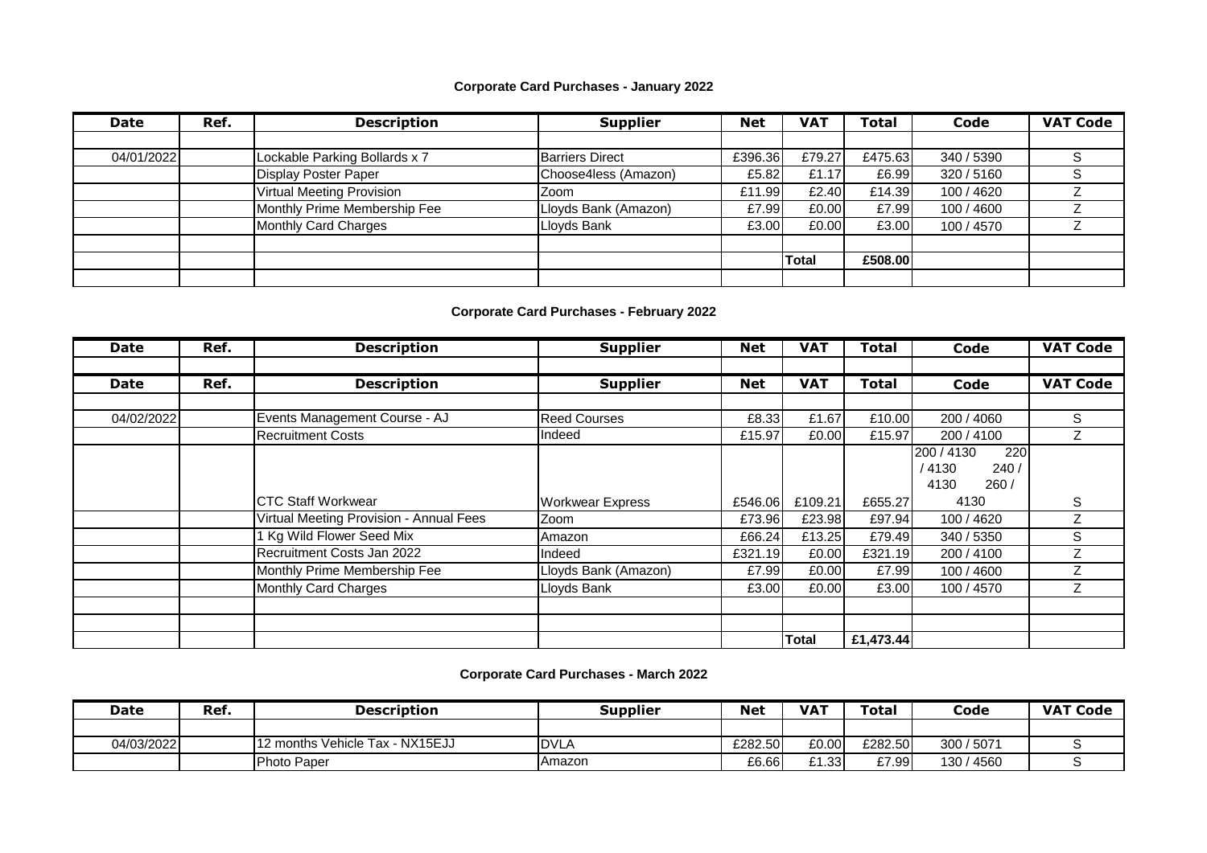**Corporate Card Purchases - January 2022**

| Date | Ref. | Description | Supplier | Net | VAT | Total | Code | VAT Code |
|---|---|---|---|---|---|---|---|---|
| | | | | | | | | |
| 04/01/2022 | | Lockable Parking Bollards x 7 | Barriers Direct | £396.36 | £79.27 | £475.63 | 340 / 5390 | S |
| | | Display Poster Paper | Choose4less (Amazon) | £5.82 | £1.17 | £6.99 | 320 / 5160 | S |
| | | Virtual Meeting Provision | Zoom | £11.99 | £2.40 | £14.39 | 100 / 4620 | Z |
| | | Monthly Prime Membership Fee | Lloyds Bank (Amazon) | £7.99 | £0.00 | £7.99 | 100 / 4600 | Z |
| | | Monthly Card Charges | Lloyds Bank | £3.00 | £0.00 | £3.00 | 100 / 4570 | Z |
| | | | | | | | | |
| | | | | | Total | £508.00 | | |
| | | | | | | | | |

**Corporate Card Purchases - February 2022**

| Date | Ref. | Description | Supplier | Net | VAT | Total | Code | VAT Code |
|---|---|---|---|---|---|---|---|---|
| | | | | | | | | |
| Date | Ref. | Description | Supplier | Net | VAT | Total | Code | VAT Code |
| | | | | | | | | |
| 04/02/2022 | | Events Management Course - AJ | Reed Courses | £8.33 | £1.67 | £10.00 | 200 / 4060 | S |
| | | Recruitment Costs | Indeed | £15.97 | £0.00 | £15.97 | 200 / 4100 | Z |
| | | CTC Staff Workwear | Workwear Express | £546.06 | £109.21 | £655.27 | 200 / 4130 220 / 4130 240 / 4130 260 / 4130 | S |
| | | Virtual Meeting Provision - Annual Fees | Zoom | £73.96 | £23.98 | £97.94 | 100 / 4620 | Z |
| | | 1 Kg Wild Flower Seed Mix | Amazon | £66.24 | £13.25 | £79.49 | 340 / 5350 | S |
| | | Recruitment Costs Jan 2022 | Indeed | £321.19 | £0.00 | £321.19 | 200 / 4100 | Z |
| | | Monthly Prime Membership Fee | Lloyds Bank (Amazon) | £7.99 | £0.00 | £7.99 | 100 / 4600 | Z |
| | | Monthly Card Charges | Lloyds Bank | £3.00 | £0.00 | £3.00 | 100 / 4570 | Z |
| | | | | | | | | |
| | | | | | | | | |
| | | | | | Total | £1,473.44 | | |

**Corporate Card Purchases - March 2022**

| Date | Ref. | Description | Supplier | Net | VAT | Total | Code | VAT Code |
|---|---|---|---|---|---|---|---|---|
| | | | | | | | | |
| 04/03/2022 | | 12 months Vehicle Tax - NX15EJJ | DVLA | £282.50 | £0.00 | £282.50 | 300 / 5071 | S |
| | | Photo Paper | Amazon | £6.66 | £1.33 | £7.99 | 130 / 4560 | S |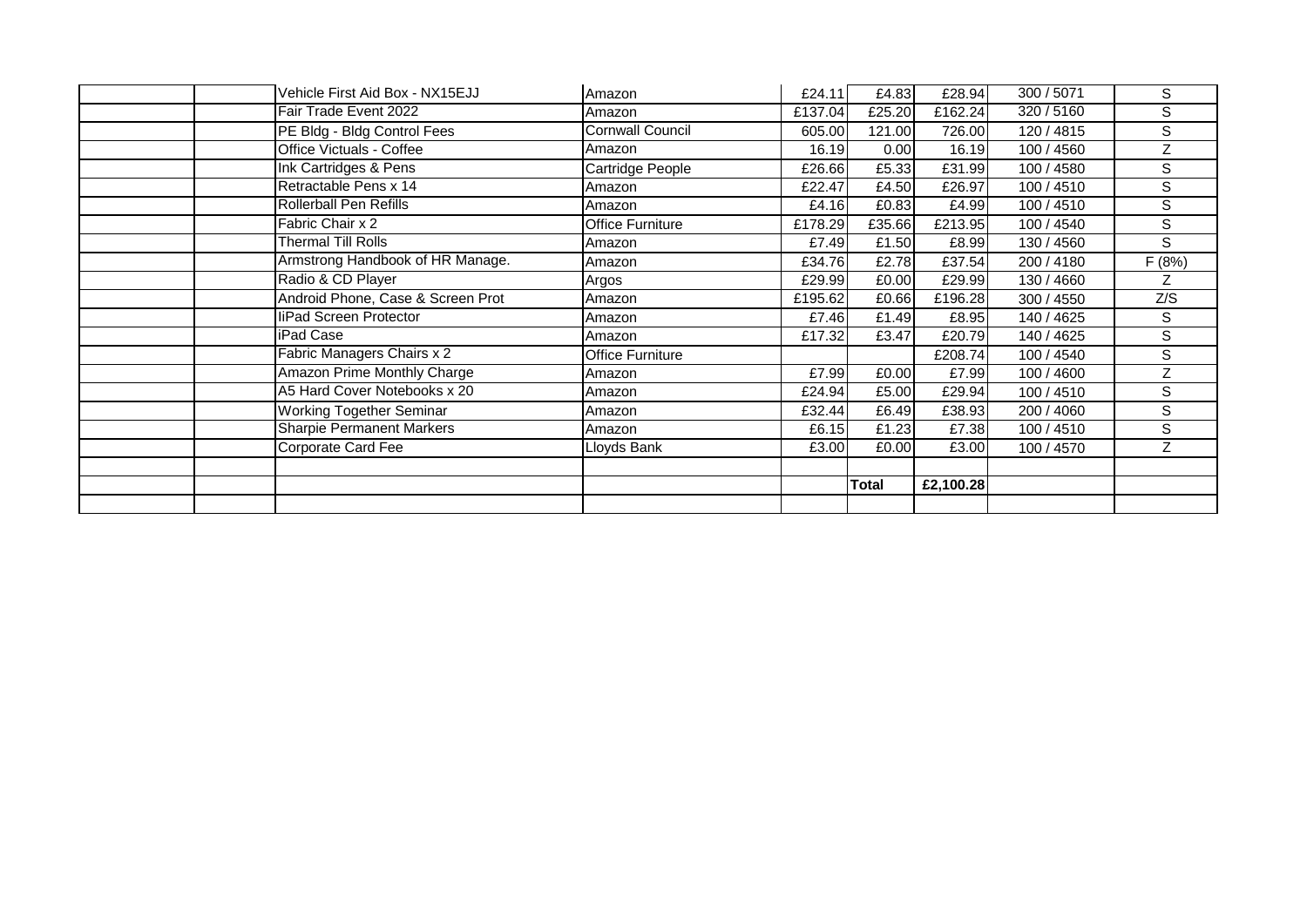| | | | | | | | | |
|---|---|---|---|---|---|---|---|---|
| | | Vehicle First Aid Box - NX15EJJ | Amazon | £24.11 | £4.83 | £28.94 | 300 / 5071 | S |
| | | Fair Trade Event 2022 | Amazon | £137.04 | £25.20 | £162.24 | 320 / 5160 | S |
| | | PE Bldg - Bldg Control Fees | Cornwall Council | 605.00 | 121.00 | 726.00 | 120 / 4815 | S |
| | | Office Victuals - Coffee | Amazon | 16.19 | 0.00 | 16.19 | 100 / 4560 | Z |
| | | Ink Cartridges & Pens | Cartridge People | £26.66 | £5.33 | £31.99 | 100 / 4580 | S |
| | | Retractable Pens x 14 | Amazon | £22.47 | £4.50 | £26.97 | 100 / 4510 | S |
| | | Rollerball Pen Refills | Amazon | £4.16 | £0.83 | £4.99 | 100 / 4510 | S |
| | | Fabric Chair x 2 | Office Furniture | £178.29 | £35.66 | £213.95 | 100 / 4540 | S |
| | | Thermal Till Rolls | Amazon | £7.49 | £1.50 | £8.99 | 130 / 4560 | S |
| | | Armstrong Handbook of HR Manage. | Amazon | £34.76 | £2.78 | £37.54 | 200 / 4180 | F (8%) |
| | | Radio & CD Player | Argos | £29.99 | £0.00 | £29.99 | 130 / 4660 | Z |
| | | Android Phone, Case & Screen Prot | Amazon | £195.62 | £0.66 | £196.28 | 300 / 4550 | Z/S |
| | | IiPad Screen Protector | Amazon | £7.46 | £1.49 | £8.95 | 140 / 4625 | S |
| | | iPad Case | Amazon | £17.32 | £3.47 | £20.79 | 140 / 4625 | S |
| | | Fabric Managers Chairs x 2 | Office Furniture | | | £208.74 | 100 / 4540 | S |
| | | Amazon Prime Monthly Charge | Amazon | £7.99 | £0.00 | £7.99 | 100 / 4600 | Z |
| | | A5 Hard Cover Notebooks x 20 | Amazon | £24.94 | £5.00 | £29.94 | 100 / 4510 | S |
| | | Working Together Seminar | Amazon | £32.44 | £6.49 | £38.93 | 200 / 4060 | S |
| | | Sharpie Permanent Markers | Amazon | £6.15 | £1.23 | £7.38 | 100 / 4510 | S |
| | | Corporate Card Fee | Lloyds Bank | £3.00 | £0.00 | £3.00 | 100 / 4570 | Z |
| | | | | | | | | |
| | | | | | **Total** | **£2,100.28** | | |
| | | | | | | | | |